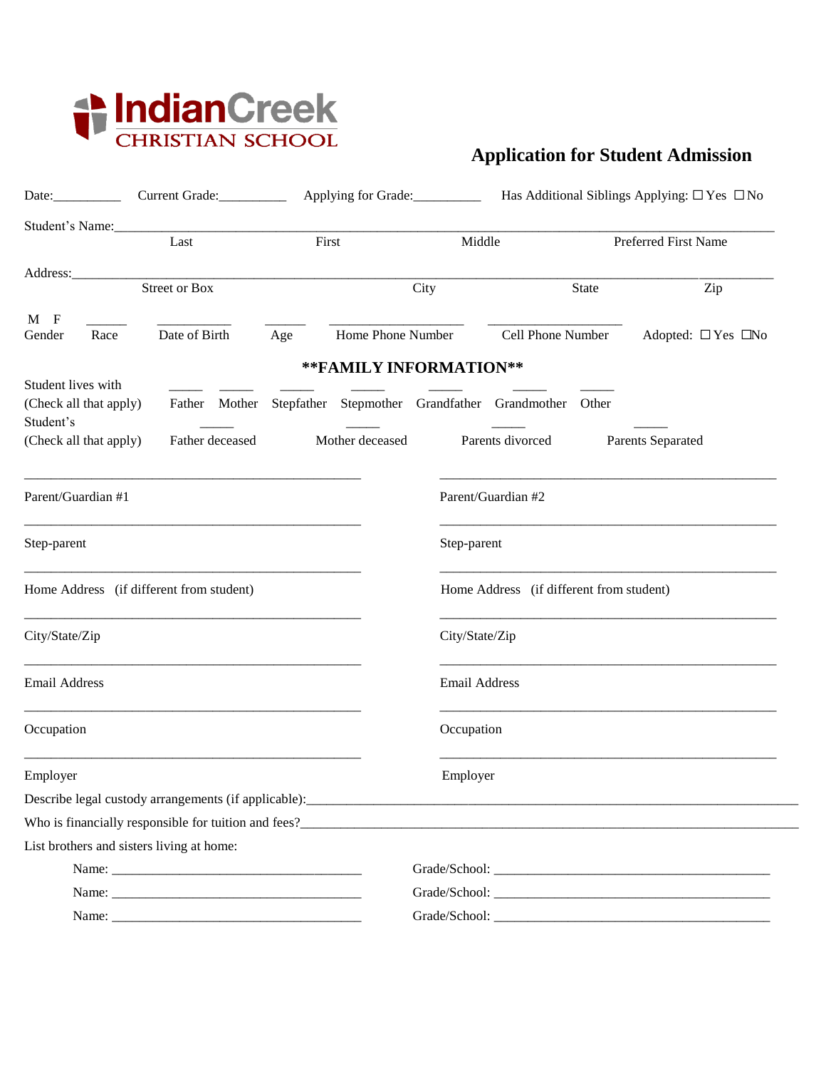**IndianCreek**
**CHRISTIAN SCHOOL**

# Application for Student Admission

Date:__________ Current Grade:__________ Applying for Grade:__________ Has Additional Siblings Applying: ☐ Yes ☐ No

Student's Name:_____________________________________________________________________________
Last First Middle Preferred First Name

Address:____________________________________________________________________________________
Street or Box City State Zip

M F ______ ___________ ______ ___________________ ___________________
Gender Race Date of Birth Age Home Phone Number Cell Phone Number Adopted: ☐ Yes ☐No

## **FAMILY INFORMATION**

Student lives with (Check all that apply): _____ Father _____ Mother _____ Stepfather _____ Stepmother _____ Grandfather _____ Grandmother _____ Other

Student's (Check all that apply): _____ Father deceased _____ Mother deceased _____ Parents divorced _____ Parents Separated

| | |
|---|---|
| ______________________________ | ______________________________ |
| Parent/Guardian #1 | Parent/Guardian #2 |
| ______________________________ | ______________________________ |
| Step-parent | Step-parent |
| ______________________________ | ______________________________ |
| Home Address (if different from student) | Home Address (if different from student) |
| ______________________________ | ______________________________ |
| City/State/Zip | City/State/Zip |
| ______________________________ | ______________________________ |
| Email Address | Email Address |
| ______________________________ | ______________________________ |
| Occupation | Occupation |
| ______________________________ | ______________________________ |
| Employer | Employer |

Describe legal custody arrangements (if applicable):___________________________________________

Who is financially responsible for tuition and fees?___________________________________________

List brothers and sisters living at home:

Name: ______________________________ Grade/School: ______________________________

Name: ______________________________ Grade/School: ______________________________

Name: ______________________________ Grade/School: ______________________________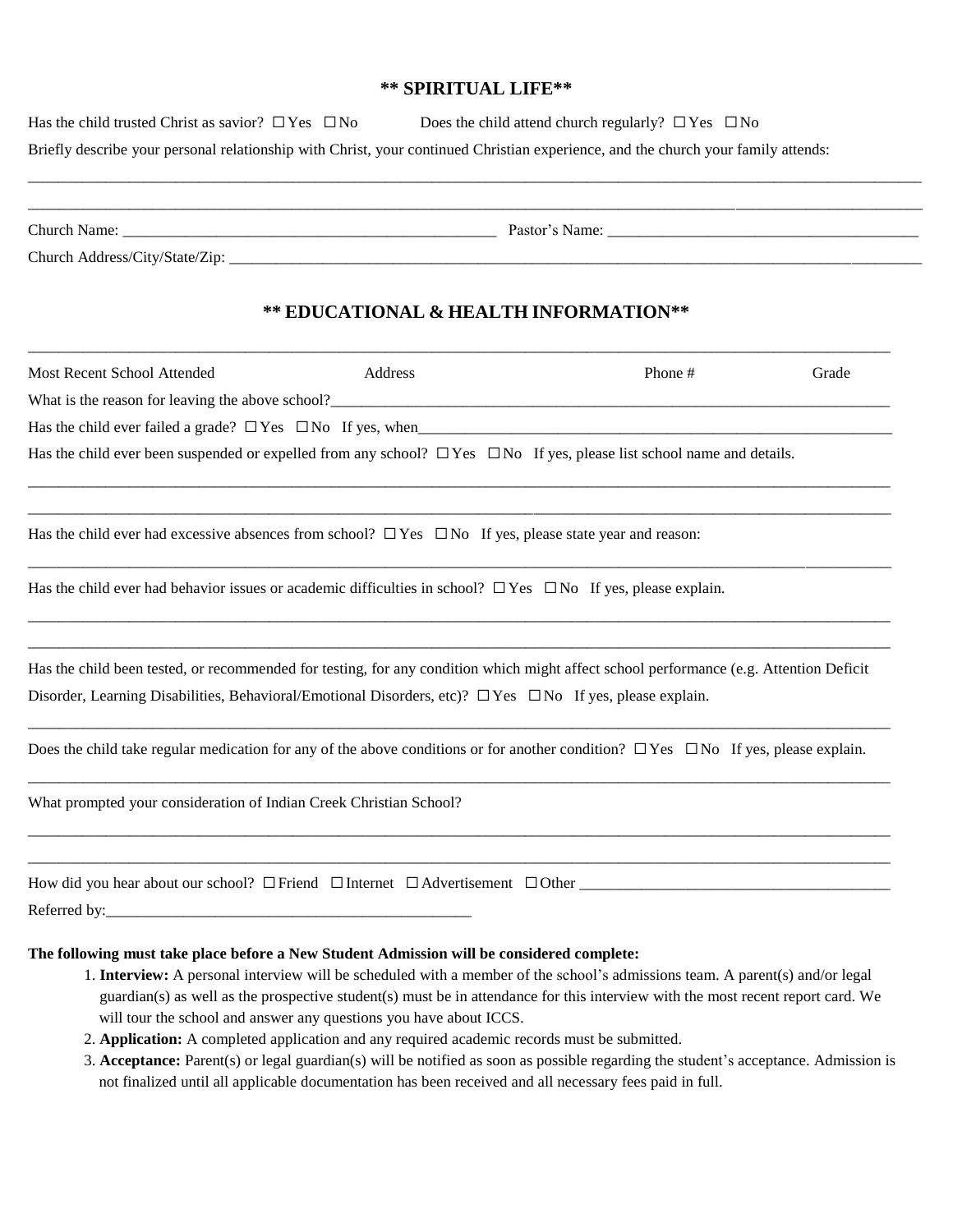## ** SPIRITUAL LIFE**

Has the child trusted Christ as savior? ☐ Yes ☐ No Does the child attend church regularly? ☐ Yes ☐ No

Briefly describe your personal relationship with Christ, your continued Christian experience, and the church your family attends:

______________________________________________________________________________________________________

______________________________________________________________________________________________________

Church Name: _____________________________________________ Pastor's Name: ____________________________________

Church Address/City/State/Zip: ______________________________________________________________________________

## ** EDUCATIONAL & HEALTH INFORMATION**

______________________________________________________________________________________________________

Most Recent School Attended Address Phone # Grade

What is the reason for leaving the above school?_____________________________________________________________

Has the child ever failed a grade? ☐ Yes ☐ No If yes, when___________________________________________________

Has the child ever been suspended or expelled from any school? ☐ Yes ☐ No If yes, please list school name and details.

______________________________________________________________________________________________________

______________________________________________________________________________________________________

Has the child ever had excessive absences from school? ☐ Yes ☐ No If yes, please state year and reason:

______________________________________________________________________________________________________

Has the child ever had behavior issues or academic difficulties in school? ☐ Yes ☐ No If yes, please explain.

______________________________________________________________________________________________________

______________________________________________________________________________________________________

Has the child been tested, or recommended for testing, for any condition which might affect school performance (e.g. Attention Deficit Disorder, Learning Disabilities, Behavioral/Emotional Disorders, etc)? ☐ Yes ☐ No If yes, please explain.

______________________________________________________________________________________________________

Does the child take regular medication for any of the above conditions or for another condition? ☐ Yes ☐ No If yes, please explain.

______________________________________________________________________________________________________

What prompted your consideration of Indian Creek Christian School?

______________________________________________________________________________________________________

______________________________________________________________________________________________________

How did you hear about our school? ☐ Friend ☐ Internet ☐ Advertisement ☐ Other ______________________________

Referred by:_____________________________________________

**The following must take place before a New Student Admission will be considered complete:**

1. **Interview:** A personal interview will be scheduled with a member of the school's admissions team. A parent(s) and/or legal guardian(s) as well as the prospective student(s) must be in attendance for this interview with the most recent report card. We will tour the school and answer any questions you have about ICCS.
2. **Application:** A completed application and any required academic records must be submitted.
3. **Acceptance:** Parent(s) or legal guardian(s) will be notified as soon as possible regarding the student's acceptance. Admission is not finalized until all applicable documentation has been received and all necessary fees paid in full.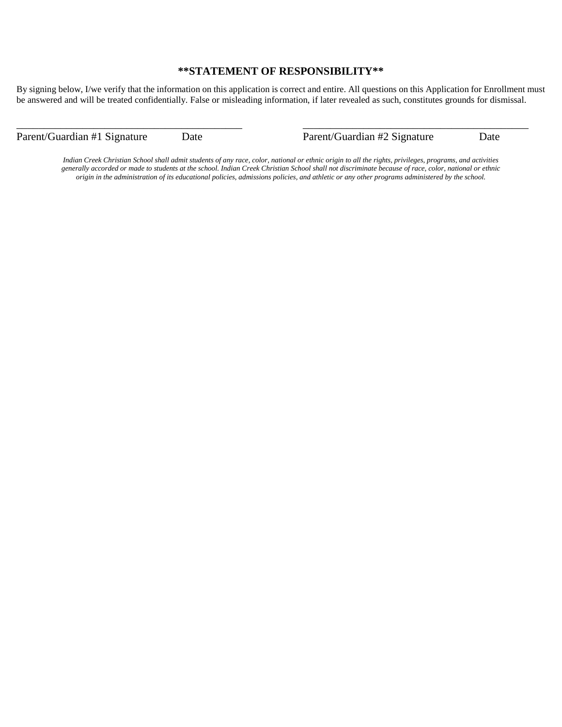**\*\*STATEMENT OF RESPONSIBILITY\*\***

By signing below, I/we verify that the information on this application is correct and entire. All questions on this Application for Enrollment must be answered and will be treated confidentially. False or misleading information, if later revealed as such, constitutes grounds for dismissal.

\_\_\_\_\_\_\_\_\_\_\_\_\_\_\_\_\_\_\_\_\_\_\_\_\_\_\_\_\_\_\_\_\_\_\_\_\_\_\_\_\_\_\_\_ &nbsp;&nbsp;&nbsp;&nbsp; \_\_\_\_\_\_\_\_\_\_\_\_\_\_\_\_\_\_\_\_\_\_\_\_\_\_\_\_\_\_\_\_\_\_\_\_\_\_\_\_\_\_\_\_

Parent/Guardian #1 Signature &nbsp;&nbsp;&nbsp;&nbsp; Date &nbsp;&nbsp;&nbsp;&nbsp;&nbsp;&nbsp;&nbsp;&nbsp; Parent/Guardian #2 Signature &nbsp;&nbsp;&nbsp;&nbsp; Date

*Indian Creek Christian School shall admit students of any race, color, national or ethnic origin to all the rights, privileges, programs, and activities generally accorded or made to students at the school. Indian Creek Christian School shall not discriminate because of race, color, national or ethnic origin in the administration of its educational policies, admissions policies, and athletic or any other programs administered by the school.*